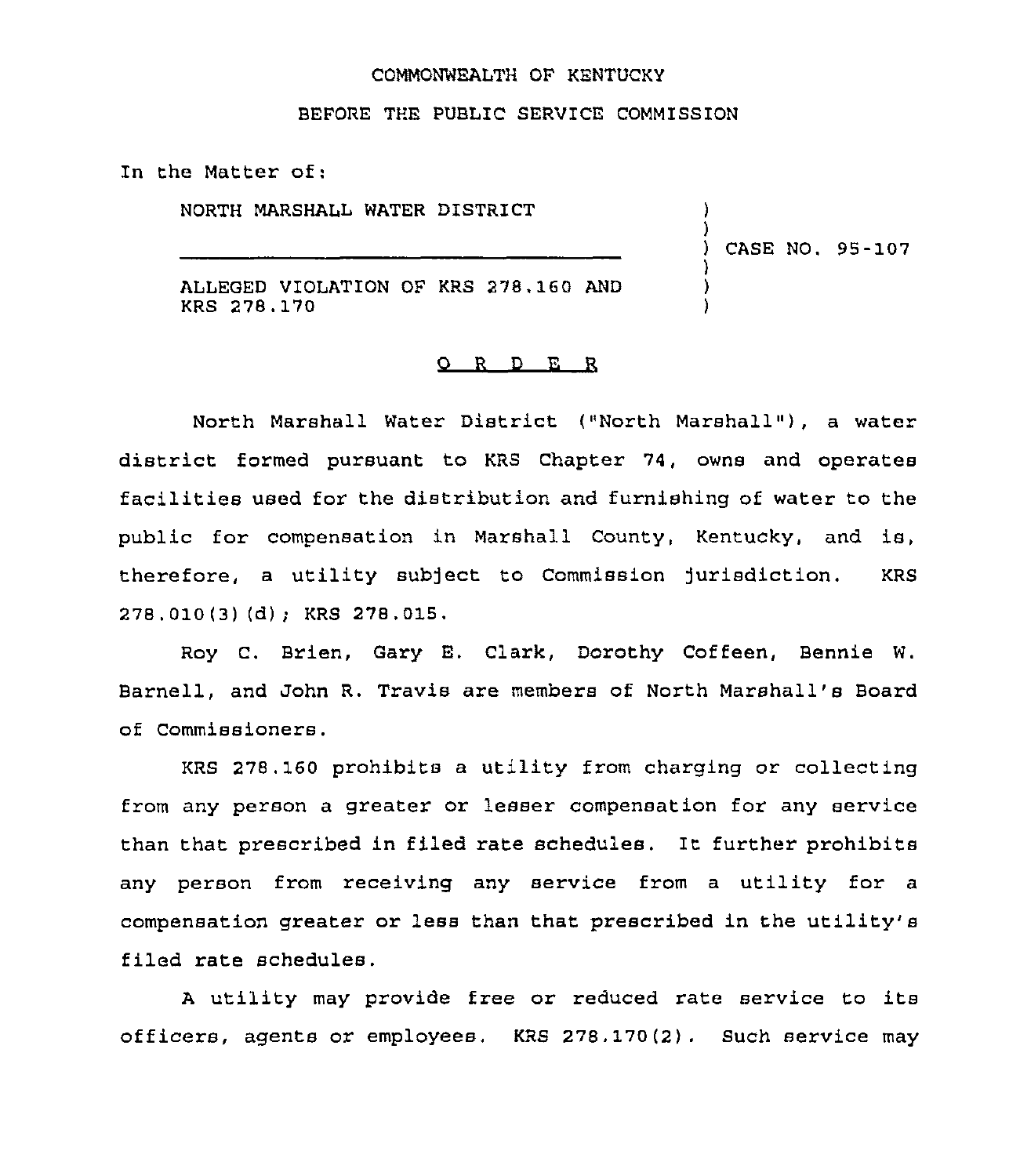COMMONWEALTH OF KENTUCKY

BEFORE THE PUBLIC SERVICE COMMISSION

In the Matter of:

| | |
|---|---|
| NORTH MARSHALL WATER DISTRICT | ) |
| | ) |
| ________________________________ | ) CASE NO. 95-107 |
| | ) |
| ALLEGED VIOLATION OF KRS 278.160 AND KRS 278.170 | ) |
| | ) |

# O R D E R

North Marshall Water District ("North Marshall"), a water district formed pursuant to KRS Chapter 74, owns and operates facilities used for the distribution and furnishing of water to the public for compensation in Marshall County, Kentucky, and is, therefore, a utility subject to Commission jurisdiction. KRS 278.010(3)(d); KRS 278.015.

Roy C. Brien, Gary E. Clark, Dorothy Coffeen, Bennie W. Barnell, and John R. Travis are members of North Marshall's Board of Commissioners.

KRS 278.160 prohibits a utility from charging or collecting from any person a greater or lesser compensation for any service than that prescribed in filed rate schedules. It further prohibits any person from receiving any service from a utility for a compensation greater or less than that prescribed in the utility's filed rate schedules.

A utility may provide free or reduced rate service to its officers, agents or employees. KRS 278.170(2). Such service may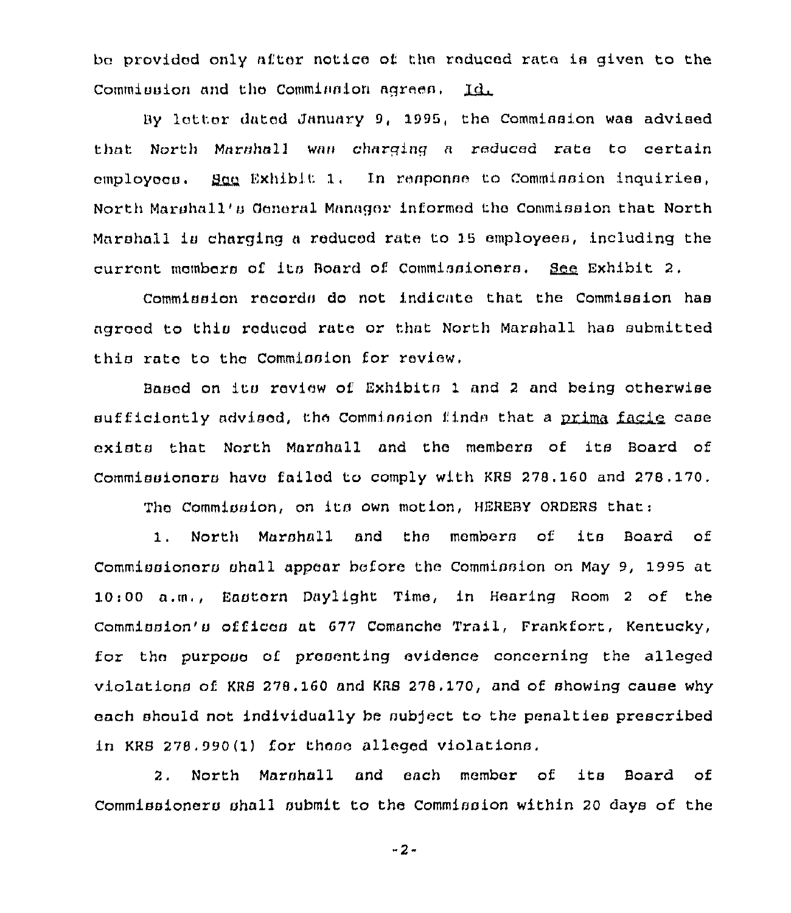be provided only after notice of the reduced rate is given to the Commission and the Commission agrees. Id.

By letter dated January 9, 1995, the Commission was advised that North Marshall was charging a reduced rate to certain employees. See Exhibit 1. In response to Commission inquiries, North Marshall's General Manager informed the Commission that North Marshall is charging a reduced rate to 15 employees, including the current members of its Board of Commissioners. See Exhibit 2.

Commission records do not indicate that the Commission has agreed to this reduced rate or that North Marshall has submitted this rate to the Commission for review.

Based on its review of Exhibits 1 and 2 and being otherwise sufficiently advised, the Commission finds that a prima facie case exists that North Marshall and the members of its Board of Commissioners have failed to comply with KRS 278.160 and 278.170.

The Commission, on its own motion, HEREBY ORDERS that:

1. North Marshall and the members of its Board of Commissioners shall appear before the Commission on May 9, 1995 at 10:00 a.m., Eastern Daylight Time, in Hearing Room 2 of the Commission's offices at 677 Comanche Trail, Frankfort, Kentucky, for the purpose of presenting evidence concerning the alleged violations of KRS 278.160 and KRS 278.170, and of showing cause why each should not individually be subject to the penalties prescribed in KRS 278.990(1) for those alleged violations.

2. North Marshall and each member of its Board of Commissioners shall submit to the Commission within 20 days of the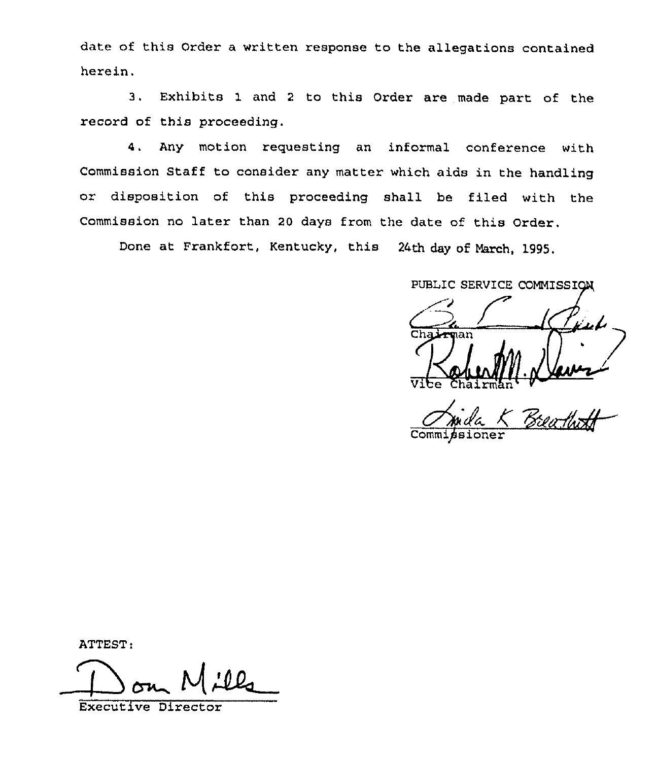date of this Order a written response to the allegations contained herein.

3. Exhibits 1 and 2 to this Order are made part of the record of this proceeding.

4. Any motion requesting an informal conference with Commission Staff to consider any matter which aids in the handling or disposition of this proceeding shall be filed with the Commission no later than 20 days from the date of this Order.

Done at Frankfort, Kentucky, this 24th day of March, 1995.

PUBLIC SERVICE COMMISSION

Chairman

Vice Chairman

Commissioner

ATTEST:

Executive Director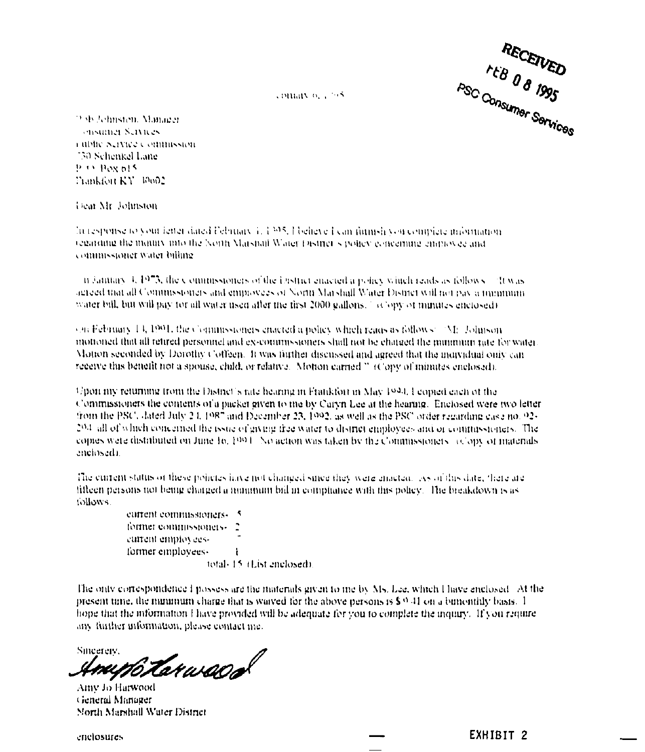RECEIVED
FEB 08 1995
PSC Consumer Services

February 6, 1995

Bob Johnston, Manager
Consumer Services
Public Service Commission
730 Schenkel Lane
P. O. Box 615
Frankfort KY 40602

Dear Mr. Johnston

In response to your letter dated February 1, 1995, I believe I can furnish you complete information regarding the inquiry into the North Marshall Water District's policy concerning employee and commissioner water billing.

On January 4, 1973, the commissioners of the District enacted a policy which reads as follows: "It was agreed that all Commissioners and employees of North Marshall Water District will not pay a minimum water bill, but will pay for all water used after the first 2000 gallons." (Copy of minutes enclosed)

On February 14, 1991, the Commissioners enacted a policy which reads as follows: "Mr. Johnson motioned that all retired personnel and ex-commissioners shall not be charged the minimum rate for water. Motion seconded by Dorothy Coffeen. It was further discussed and agreed that the individual only can receive this benefit not a spouse, child, or relative. Motion carried." (Copy of minutes enclosed).

Upon my returning from the District's rate hearing in Frankfort in May 1994, I copied each of the Commissioners the contents of a packet given to me by Caryn Lee at the hearing. Enclosed were two letter from the PSC, dated July 21, 1987 and December 23, 1992, as well as the PSC order regarding case no. 92-294, all of which concerned the issue of giving free water to district employees and or commissioners. The copies were distributed on June 16, 1994. No action was taken by the Commissioners. (Copy of materials enclosed).

The current status of these policies have not changed since they were enacted. As of this date, there are fifteen persons not being charged a minimum bill in compliance with this policy. The breakdown is as follows:

current commissioners- 5
former commissioners- 2
current employees- 7
former employees- 1
total- 15 (List enclosed)

The only correspondence I possess are the materials given to me by Ms. Lee, which I have enclosed. At the present time, the minimum charge that is waived for the above persons is $9.41 on a bimonthly basis. I hope that the information I have provided will be adequate for you to complete the inquiry. If you require any further information, please contact me.

Sincerely,

Amy Jo Harwood

Amy Jo Harwood
General Manager
North Marshall Water District

enclosures

EXHIBIT 2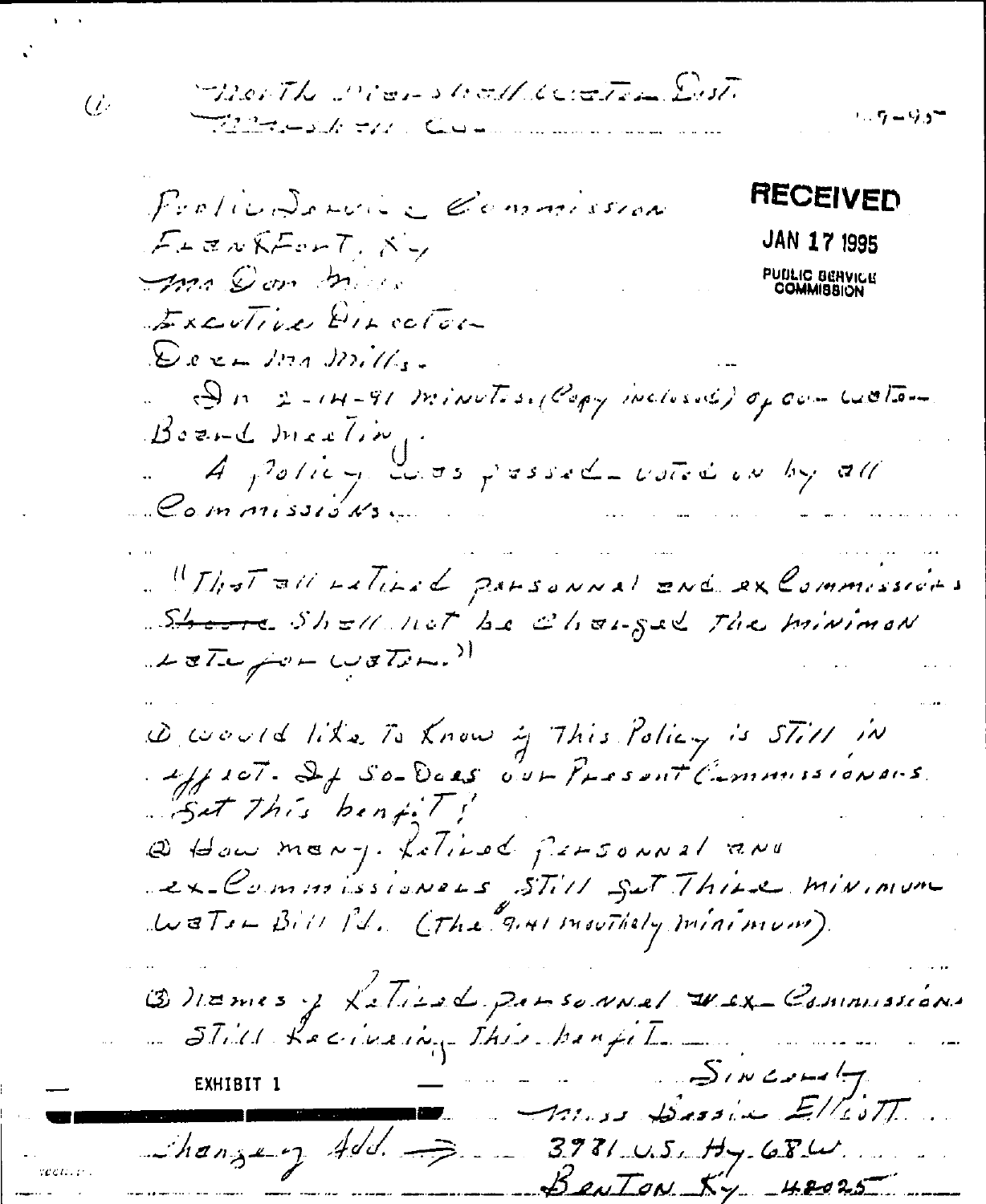North Marshall Water Dist.
Marshall Co.

1-7-95

Public Service Commission
Frankfort, Ky
Mr. Don Mills
Executive Director

**RECEIVED**
**JAN 17 1995**
**PUBLIC SERVICE COMMISSION**

Dear Mr. Mills.

In 2-14-91 minutes (Copy inclosed) of our water Board Meeting.

A Policy was passed - voted on by all Commissions.

"That all retired personnel and ex Commissioners ~~Should~~ Shall not be charged the minimum rate for water."

1. I would like to know if this Policy is still in effect. If So - Does our Present Commissioners get this benefit?
2. How many. Retired personnel and ex-Commissioners still get their minimum Water Bill Pd. (The 9.41 monthly minimum).
3. Names of Retired personnel & ex-Commissioners still Receiving this benefit.

Sincerely
Miss Bessie Elliott

EXHIBIT 1

Changing Add. → 3781 U.S. Hy. 68 W.
Benton Ky 42025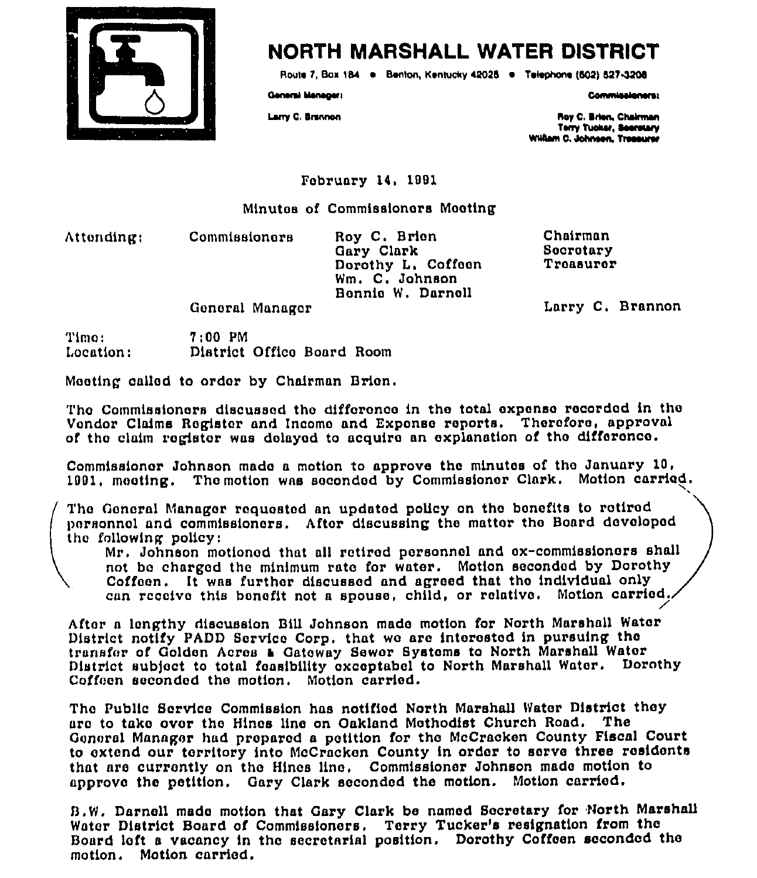# NORTH MARSHALL WATER DISTRICT

Route 7, Box 184 • Benton, Kentucky 42025 • Telephone (502) 527-3208

General Manager:

Larry C. Brannon

Commissioners:

Roy C. Brien, Chairman
Terry Tucker, Secretary
William C. Johnson, Treasurer

February 14, 1991

Minutes of Commissioners Meeting

| Attending: | Commissioners | Roy C. Brien | Chairman |
|---|---|---|---|
| | | Gary Clark | Secretary |
| | | Dorothy L. Coffeen | Treasurer |
| | | Wm. C. Johnson | |
| | | Bonnie W. Darnell | |
| | General Manager | | Larry C. Brannon |

Time: 7:00 PM
Location: District Office Board Room

Meeting called to order by Chairman Brien.

The Commissioners discussed the difference in the total expense recorded in the Vendor Claims Register and Income and Expense reports. Therefore, approval of the claim register was delayed to acquire an explanation of the difference.

Commissioner Johnson made a motion to approve the minutes of the January 10, 1991, meeting. The motion was seconded by Commissioner Clark. Motion carried.

The General Manager requested an updated policy on the benefits to retired personnel and commissioners. After discussing the matter the Board developed the following policy:

> Mr. Johnson motioned that all retired personnel and ex-commissioners shall not be charged the minimum rate for water. Motion seconded by Dorothy Coffeen. It was further discussed and agreed that the individual only can receive this benefit not a spouse, child, or relative. Motion carried.

After a lengthy discussion Bill Johnson made motion for North Marshall Water District notify PADD Service Corp. that we are interested in pursuing the transfer of Golden Acres & Gateway Sewer Systems to North Marshall Water District subject to total feasibility exceptabel to North Marshall Water. Dorothy Coffeen seconded the motion. Motion carried.

The Public Service Commission has notified North Marshall Water District they are to take over the Hines line on Oakland Methodist Church Road. The General Manager had prepared a petition for the McCracken County Fiscal Court to extend our territory into McCracken County in order to serve three residents that are currently on the Hines line. Commissioner Johnson made motion to approve the petition. Gary Clark seconded the motion. Motion carried.

B.W. Darnell made motion that Gary Clark be named Secretary for North Marshall Water District Board of Commissioners. Terry Tucker's resignation from the Board left a vacancy in the secretarial position. Dorothy Coffeen seconded the motion. Motion carried.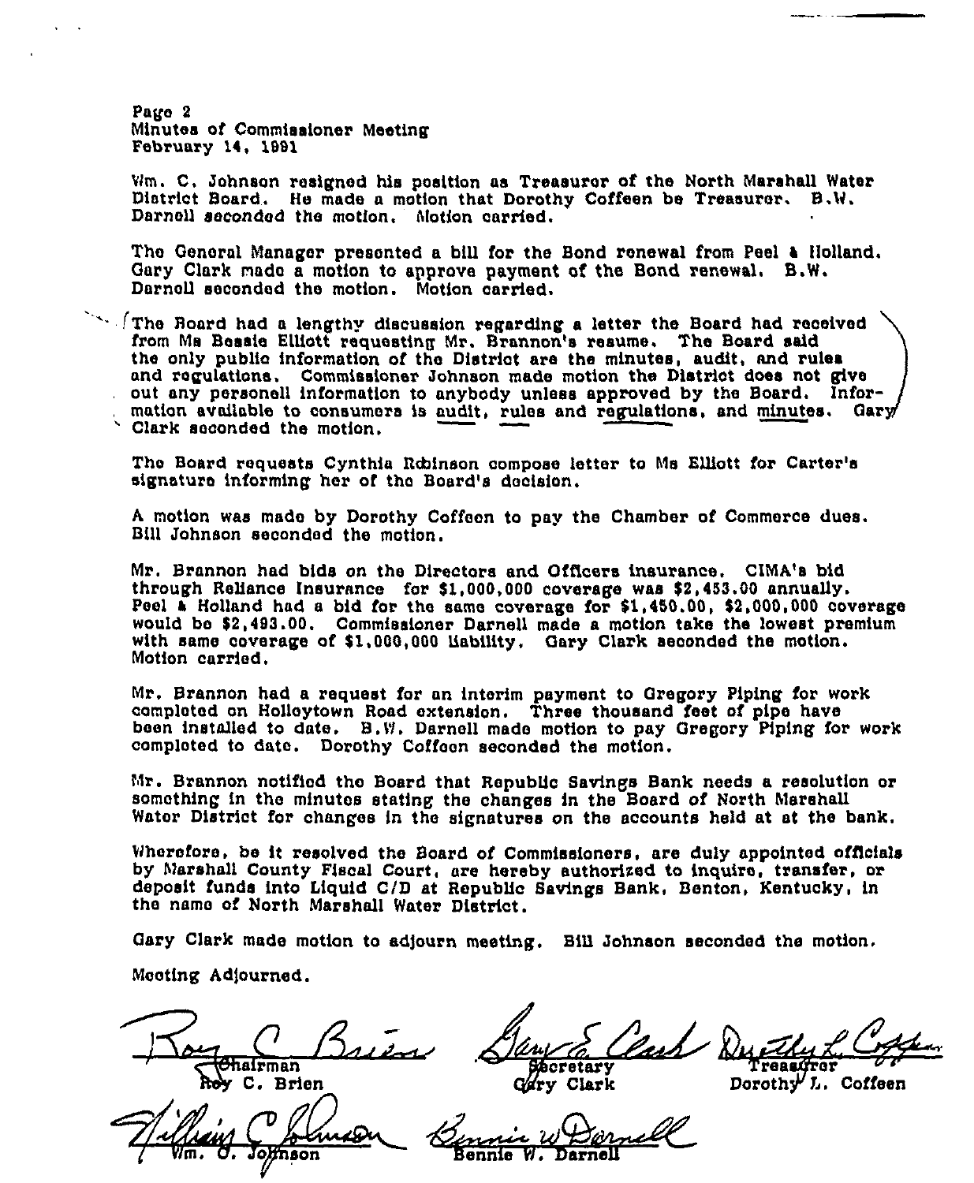Page 2
Minutes of Commissioner Meeting
February 14, 1991

Wm. C. Johnson resigned his position as Treasurer of the North Marshall Water District Board. He made a motion that Dorothy Coffeen be Treasurer. B.W. Darnell seconded the motion. Motion carried.

The General Manager presented a bill for the Bond renewal from Peel & Holland. Gary Clark made a motion to approve payment of the Bond renewal. B.W. Darnell seconded the motion. Motion carried.

The Board had a lengthy discussion regarding a letter the Board had received from Ms Bessie Elliott requesting Mr. Brannon's resume. The Board said the only public information of the District are the minutes, audit, and rules and regulations. Commissioner Johnson made motion the District does not give out any personell information to anybody unless approved by the Board. Information available to consumers is audit, rules and regulations, and minutes. Gary Clark seconded the motion.

The Board requests Cynthia Robinson compose letter to Ms Elliott for Carter's signature informing her of the Board's decision.

A motion was made by Dorothy Coffeen to pay the Chamber of Commerce dues. Bill Johnson seconded the motion.

Mr. Brannon had bids on the Directors and Officers insurance. CIMA's bid through Reliance Insurance for $1,000,000 coverage was $2,453.00 annually. Peel & Holland had a bid for the same coverage for $1,450.00, $2,000,000 coverage would be $2,493.00. Commissioner Darnell made a motion take the lowest premium with same coverage of $1,000,000 liability. Gary Clark seconded the motion. Motion carried.

Mr. Brannon had a request for an interim payment to Gregory Piping for work completed on Holleytown Road extension. Three thousand feet of pipe have been installed to date. B.W. Darnell made motion to pay Gregory Piping for work completed to date. Dorothy Coffeen seconded the motion.

Mr. Brannon notified the Board that Republic Savings Bank needs a resolution or something in the minutes stating the changes in the Board of North Marshall Water District for changes in the signatures on the accounts held at at the bank.

Wherefore, be it resolved the Board of Commissioners, are duly appointed officials by Marshall County Fiscal Court, are hereby authorized to inquire, transfer, or deposit funds into Liquid C/D at Republic Savings Bank, Benton, Kentucky, in the name of North Marshall Water District.

Gary Clark made motion to adjourn meeting. Bill Johnson seconded the motion.

Meeting Adjourned.

Chairman
Roy C. Brien

Secretary
Gary Clark

Treasurer
Dorothy L. Coffeen

Wm. C. Johnson

Bennie W. Darnell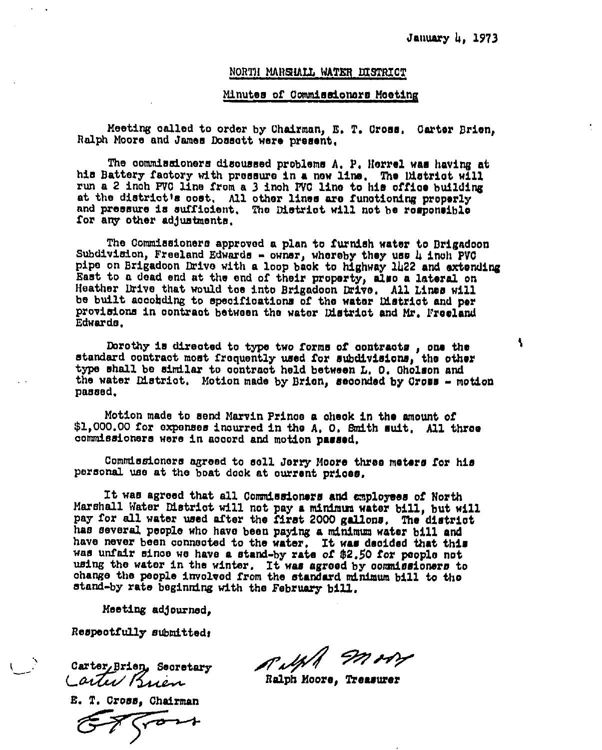January 4, 1973

## NORTH MARSHALL WATER DISTRICT

### Minutes of Commissioners Meeting

Meeting called to order by Chairman, E. T. Cross. Carter Brien, Ralph Moore and James Dossett were present.

The commissioners discussed problems A. P. Herrel was having at his Battery factory with pressure in a new line. The District will run a 2 inch PVC line from a 3 inch PVC line to his office building at the district's cost. All other lines are functioning properly and pressure is sufficient. The District will not be responsible for any other adjustments.

The Commissioners approved a plan to furnish water to Brigadoon Subdivision, Freeland Edwards - owner, whereby they use 4 inch PVC pipe on Brigadoon Drive with a loop back to highway 1422 and extending East to a dead end at the end of their property, also a lateral on Heather Drive that would tee into Brigadoon Drive. All Lines will be built accoding to specifications of the water District and per provisions in contract between the water District and Mr. Freeland Edwards.

Dorothy is directed to type two forms of contracts , one the standard contract most frequently used for subdivisions, the other type shall be similar to contract held between L. O. Oholson and the water District. Motion made by Brion, seconded by Cross - motion passed.

Motion made to send Marvin Prince a check in the amount of $1,000.00 for expenses incurred in the A. O. Smith suit. All three commissioners were in accord and motion passed.

Commissioners agreed to sell Jerry Moore three meters for his personal use at the boat dock at current prices.

It was agreed that all Commissioners and employees of North Marshall Water District will not pay a minimum water bill, but will pay for all water used after the first 2000 gallons. The district has several people who have been paying a minimum water bill and have never been connected to the water. It was decided that this was unfair since we have a stand-by rate of $2.50 for people not using the water in the winter. It was agreed by commissioners to change the people involved from the standard minimum bill to the stand-by rate beginning with the February bill.

Meeting adjourned,

Respectfully submitted;

Carter Brien, Secretary
*Carter Brien*

Ralph Moore, Treasurer
*Ralph Moore*

E. T. Cross, Chairman
*E T Cross*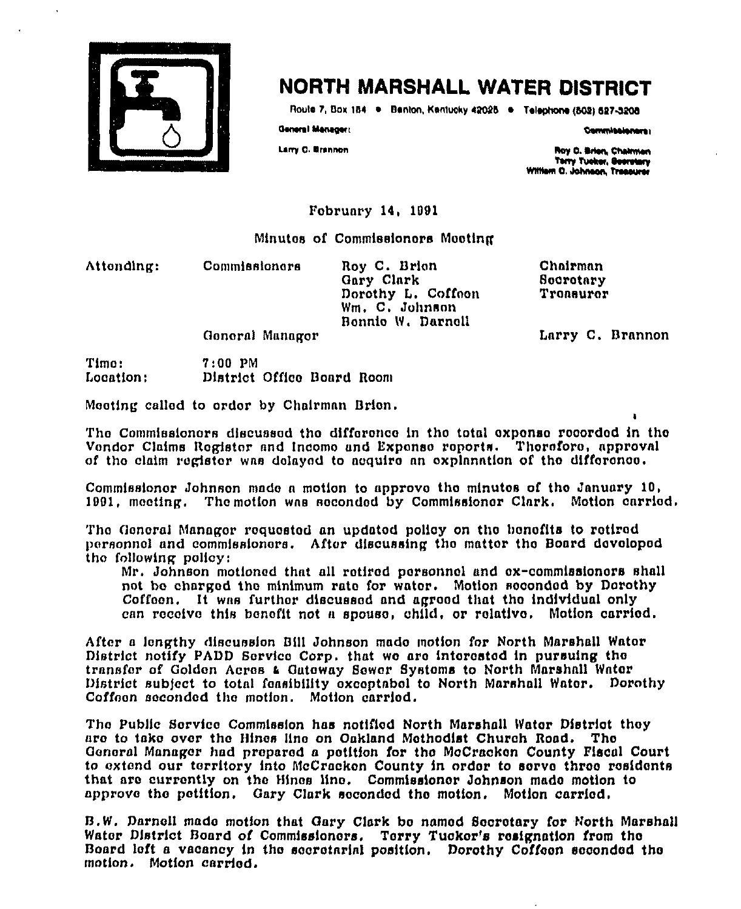# NORTH MARSHALL WATER DISTRICT

Route 7, Box 184 • Benton, Kentucky 42025 • Telephone (502) 527-3208

General Manager:

Larry C. Brannon

Commissioners:

Roy C. Brien, Chairman
Terry Tucker, Secretary
William G. Johnson, Treasurer

February 14, 1991

Minutes of Commissioners Meeting

| | | | |
|---|---|---|---|
| Attending: | Commissioners | Roy C. Brien | Chairman |
| | | Gary Clark | Secretary |
| | | Dorothy L. Coffeen | Treasurer |
| | | Wm. C. Johnson | |
| | | Bonnie W. Darnell | |
| | General Manager | | Larry C. Brannon |

Time: 7:00 PM
Location: District Office Board Room

Meeting called to order by Chairman Brien.

The Commissioners discussed the difference in the total expense recorded in the Vendor Claims Register and Income and Expense reports. Therefore, approval of the claim register was delayed to acquire an explanation of the difference.

Commissioner Johnson made a motion to approve the minutes of the January 10, 1991, meeting. The motion was seconded by Commissioner Clark. Motion carried.

The General Manager requested an updated policy on the benefits to retired personnel and commissioners. After discussing the matter the Board developed the following policy:

Mr. Johnson motioned that all retired personnel and ex-commissioners shall not be charged the minimum rate for water. Motion seconded by Dorothy Coffeen. It was further discussed and agreed that the individual only can receive this benefit not a spouse, child, or relative. Motion carried.

After a lengthy discussion Bill Johnson made motion for North Marshall Water District notify PADD Service Corp. that we are interested in pursuing the transfer of Golden Acres & Gateway Sewer Systems to North Marshall Water District subject to total feasibility exceptabel to North Marshall Water. Dorothy Coffeen seconded the motion. Motion carried.

The Public Service Commission has notified North Marshall Water District they are to take over the Hines line on Oakland Methodist Church Road. The General Manager had prepared a petition for the McCracken County Fiscal Court to extend our territory into McCracken County in order to serve three residents that are currently on the Hines line. Commissioner Johnson made motion to approve the petition. Gary Clark seconded the motion. Motion carried.

B.W. Darnell made motion that Gary Clark be named Secretary for North Marshall Water District Board of Commissioners. Terry Tucker's resignation from the Board left a vacancy in the secretarial position. Dorothy Coffeen seconded the motion. Motion carried.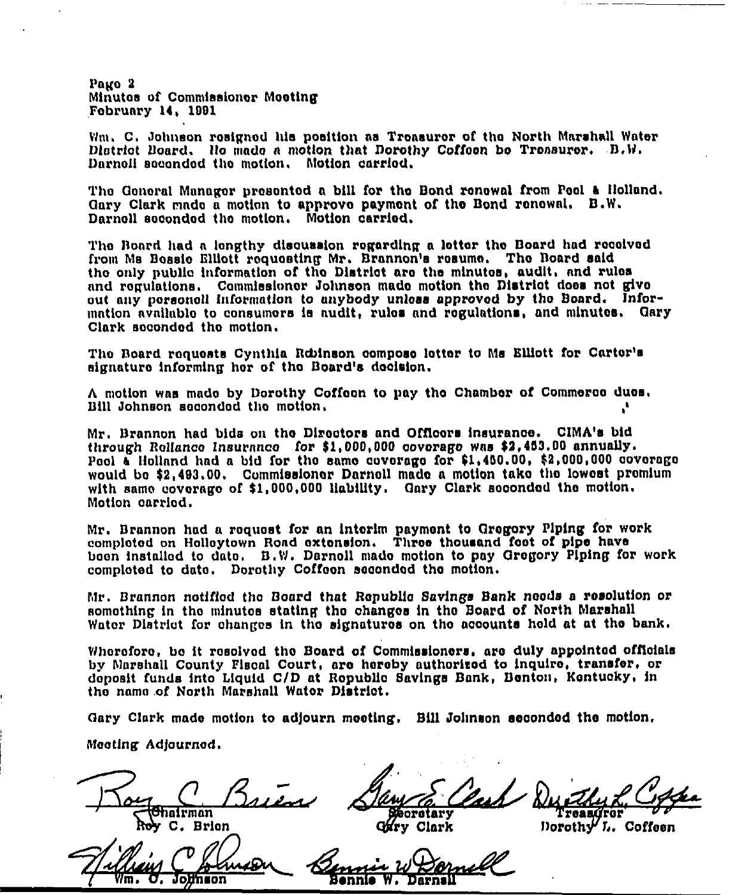Page 2
Minutes of Commissioner Meeting
February 14, 1991

Wm. C. Johnson resigned his position as Treasurer of the North Marshall Water District Board. He made a motion that Dorothy Coffeen be Treasurer. B.W. Darnell seconded the motion. Motion carried.

The General Manager presented a bill for the Bond renewal from Peel & Holland. Gary Clark made a motion to approve payment of the Bond renewal. B.W. Darnell seconded the motion. Motion carried.

The Board had a lengthy discussion regarding a letter the Board had received from Ms Bessie Elliott requesting Mr. Brannon's resume. The Board said the only public information of the District are the minutes, audit, and rules and regulations. Commissioner Johnson made motion the District does not give out any personell information to anybody unless approved by the Board. Information available to consumers is audit, rules and regulations, and minutes. Gary Clark seconded the motion.

The Board requests Cynthia Robinson compose letter to Ms Elliott for Carter's signature informing her of the Board's decision.

A motion was made by Dorothy Coffeen to pay the Chamber of Commerce dues. Bill Johnson seconded the motion.

Mr. Brannon had bids on the Directors and Officers insurance. CIMA's bid through Reliance Insurance for $1,000,000 coverage was $2,453.00 annually. Peel & Holland had a bid for the same coverage for $1,450.00, $2,000,000 coverage would be $2,493.00. Commissioner Darnell made a motion take the lowest premium with same coverage of $1,000,000 liability. Gary Clark seconded the motion. Motion carried.

Mr. Brannon had a request for an interim payment to Gregory Piping for work completed on Holleytown Road extension. Three thousand foot of pipe have been installed to date. B.W. Darnell made motion to pay Gregory Piping for work completed to date. Dorothy Coffeen seconded the motion.

Mr. Brannon notified the Board that Republic Savings Bank needs a resolution or something in the minutes stating the changes in the Board of North Marshall Water District for changes in the signatures on the accounts held at at the bank.

Wherefore, be it resolved the Board of Commissioners, are duly appointed officials by Marshall County Fiscal Court, are hereby authorized to inquire, transfer, or deposit funds into Liquid C/D at Republic Savings Bank, Benton, Kentucky, in the name of North Marshall Water District.

Gary Clark made motion to adjourn meeting. Bill Johnson seconded the motion.

Meeting Adjourned.

Chairman
Roy C. Brien

Secretary
Gary Clark

Treasurer
Dorothy L. Coffeen

Wm. C. Johnson

Bennie W. Darnell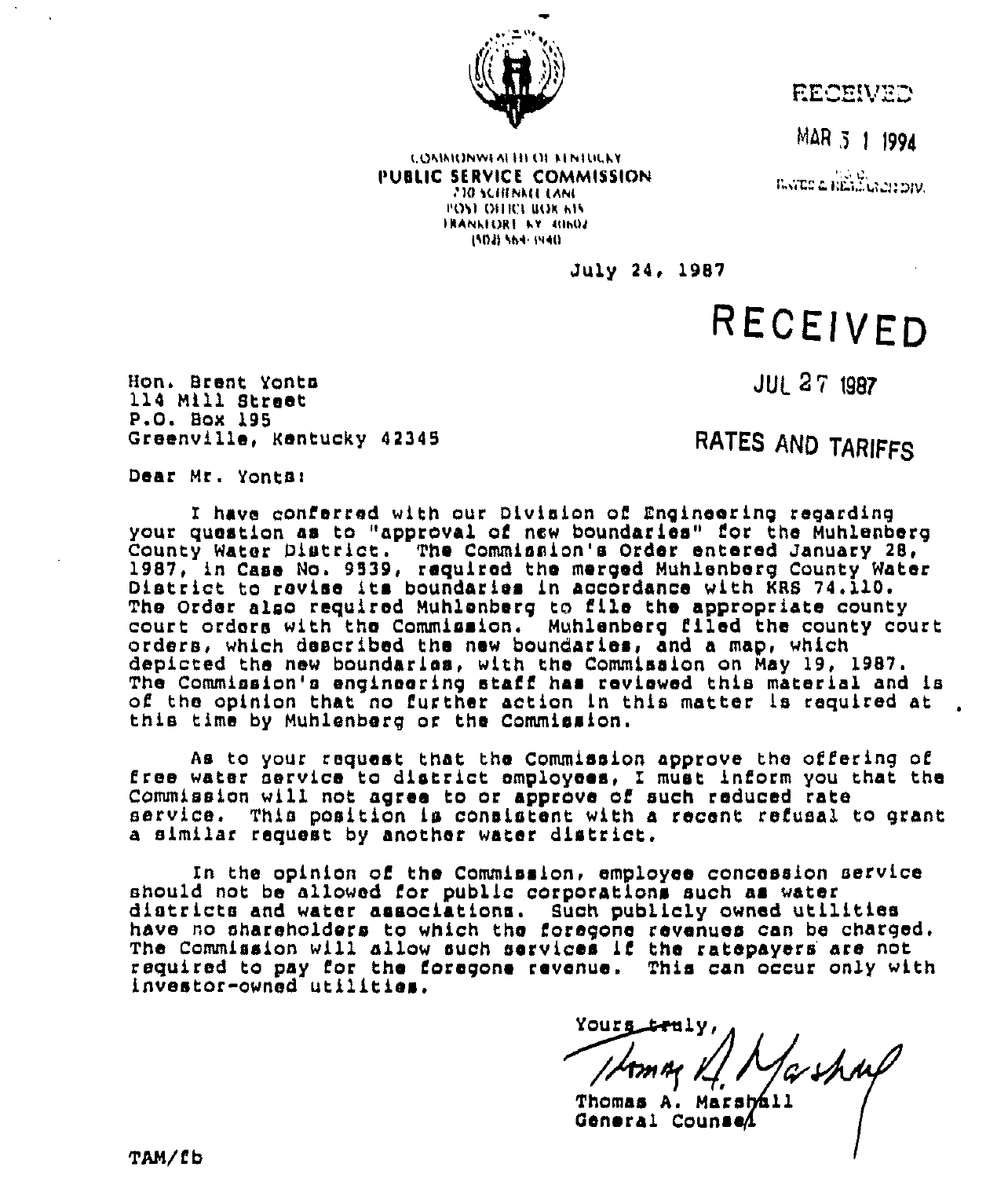COMMONWEALTH OF KENTUCKY
**PUBLIC SERVICE COMMISSION**
730 SCHENKEL LANE
POST OFFICE BOX 615
FRANKFORT KY 40602
(502) 564-3940

RECEIVED
MAR 3 1 1994
RATES & RESEARCH DIV.

July 24, 1987

RECEIVED
JUL 27 1987
RATES AND TARIFFS

Hon. Brent Yonts
114 Mill Street
P.O. Box 195
Greenville, Kentucky 42345

Dear Mr. Yonts:

I have conferred with our Division of Engineering regarding your question as to "approval of new boundaries" for the Muhlenberg County Water District. The Commission's Order entered January 28, 1987, in Case No. 9539, required the merged Muhlenberg County Water District to revise its boundaries in accordance with KRS 74.110. The Order also required Muhlenberg to file the appropriate county court orders with the Commission. Muhlenberg filed the county court orders, which described the new boundaries, and a map, which depicted the new boundaries, with the Commission on May 19, 1987. The Commission's engineering staff has reviewed this material and is of the opinion that no further action in this matter is required at this time by Muhlenberg or the Commission.

As to your request that the Commission approve the offering of free water service to district employees, I must inform you that the Commission will not agree to or approve of such reduced rate service. This position is consistent with a recent refusal to grant a similar request by another water district.

In the opinion of the Commission, employee concession service should not be allowed for public corporations such as water districts and water associations. Such publicly owned utilities have no shareholders to which the foregone revenues can be charged. The Commission will allow such services if the ratepayers are not required to pay for the foregone revenue. This can occur only with investor-owned utilities.

Yours truly,

Thomas A. Marshall
General Counsel

TAM/fb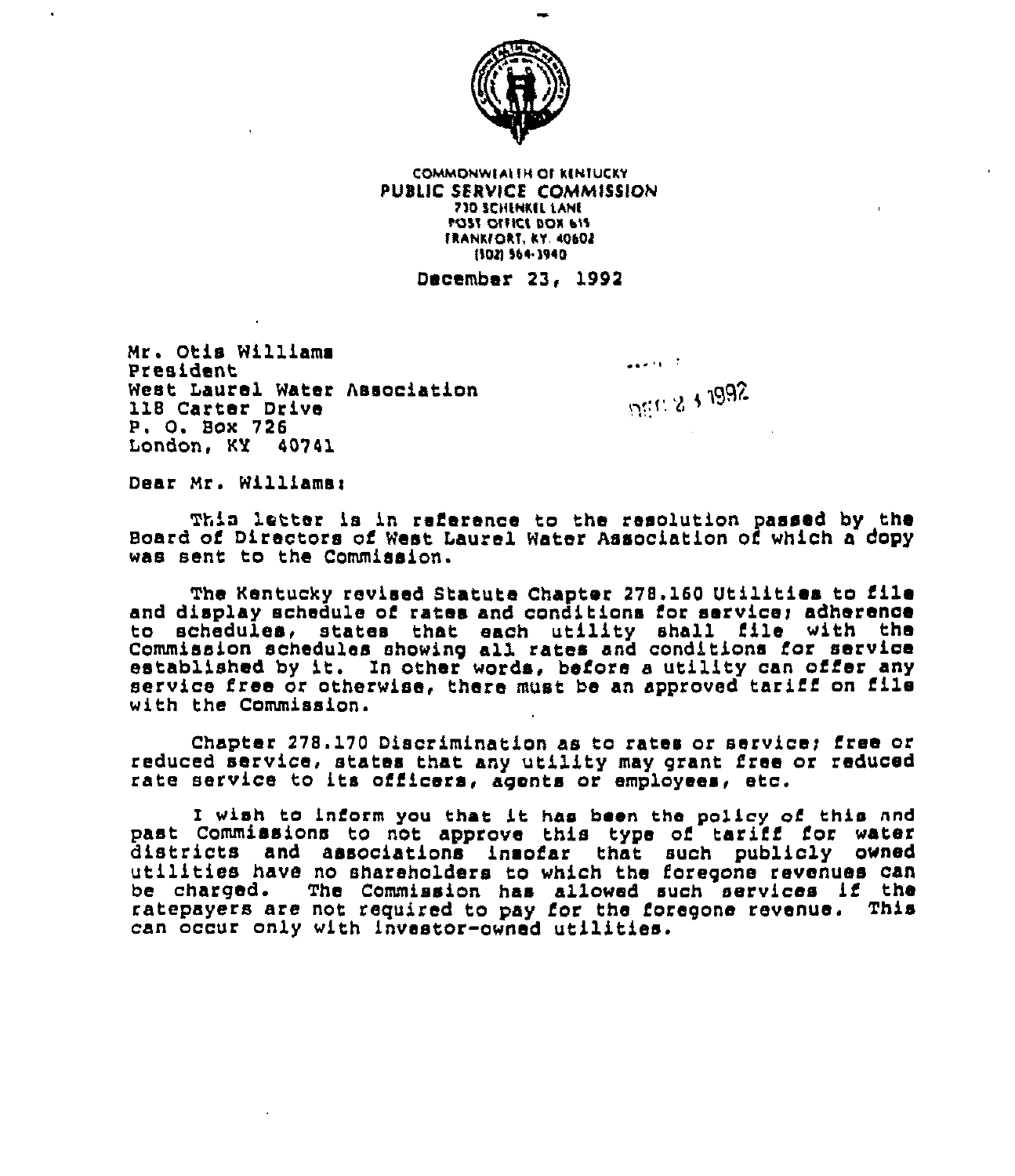COMMONWEALTH OF KENTUCKY
**PUBLIC SERVICE COMMISSION**
730 SCHENKEL LANE
POST OFFICE BOX 615
FRANKFORT, KY. 40602
(502) 564-3940

December 23, 1992

Mr. Otis Williams
President
West Laurel Water Association
118 Carter Drive
P. O. Box 726
London, KY 40741

DEC 2 3 1992

Dear Mr. Williams:

This letter is in reference to the resolution passed by the Board of Directors of West Laurel Water Association of which a copy was sent to the Commission.

The Kentucky revised Statute Chapter 278.160 Utilities to file and display schedule of rates and conditions for service; adherence to schedules, states that each utility shall file with the Commission schedules showing all rates and conditions for service established by it. In other words, before a utility can offer any service free or otherwise, there must be an approved tariff on file with the Commission.

Chapter 278.170 Discrimination as to rates or service; free or reduced service, states that any utility may grant free or reduced rate service to its officers, agents or employees, etc.

I wish to inform you that it has been the policy of this and past Commissions to not approve this type of tariff for water districts and associations insofar that such publicly owned utilities have no shareholders to which the foregone revenues can be charged. The Commission has allowed such services if the ratepayers are not required to pay for the foregone revenue. This can occur only with investor-owned utilities.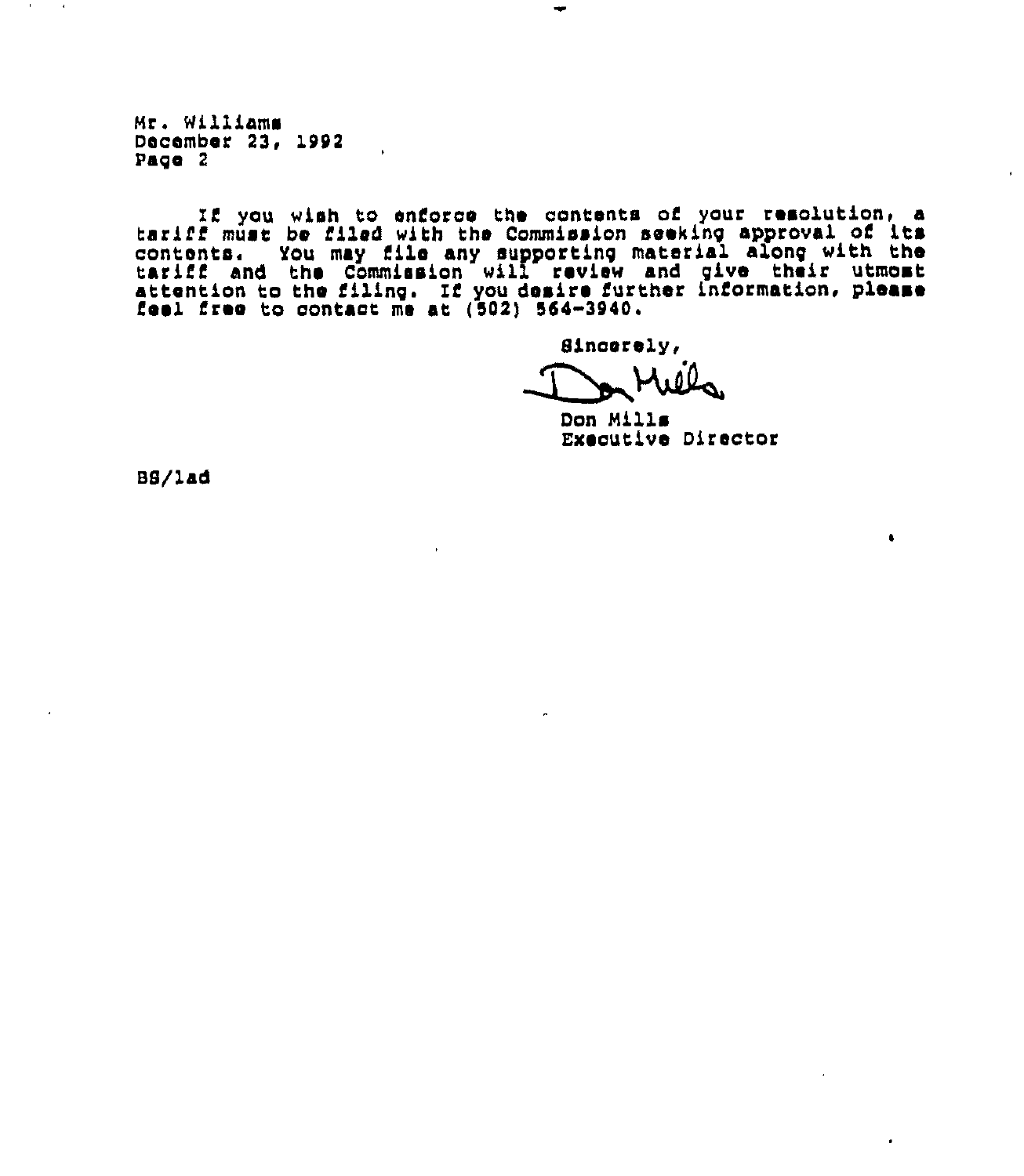Mr. Williams
December 23, 1992

If you wish to enforce the contents of your resolution, a tariff must be filed with the Commission seeking approval of its contents. You may file any supporting material along with the tariff and the Commission will review and give their utmost attention to the filing. If you desire further information, please feel free to contact me at (502) 564-3940.

Sincerely,

Don Mills
Executive Director

BS/lad